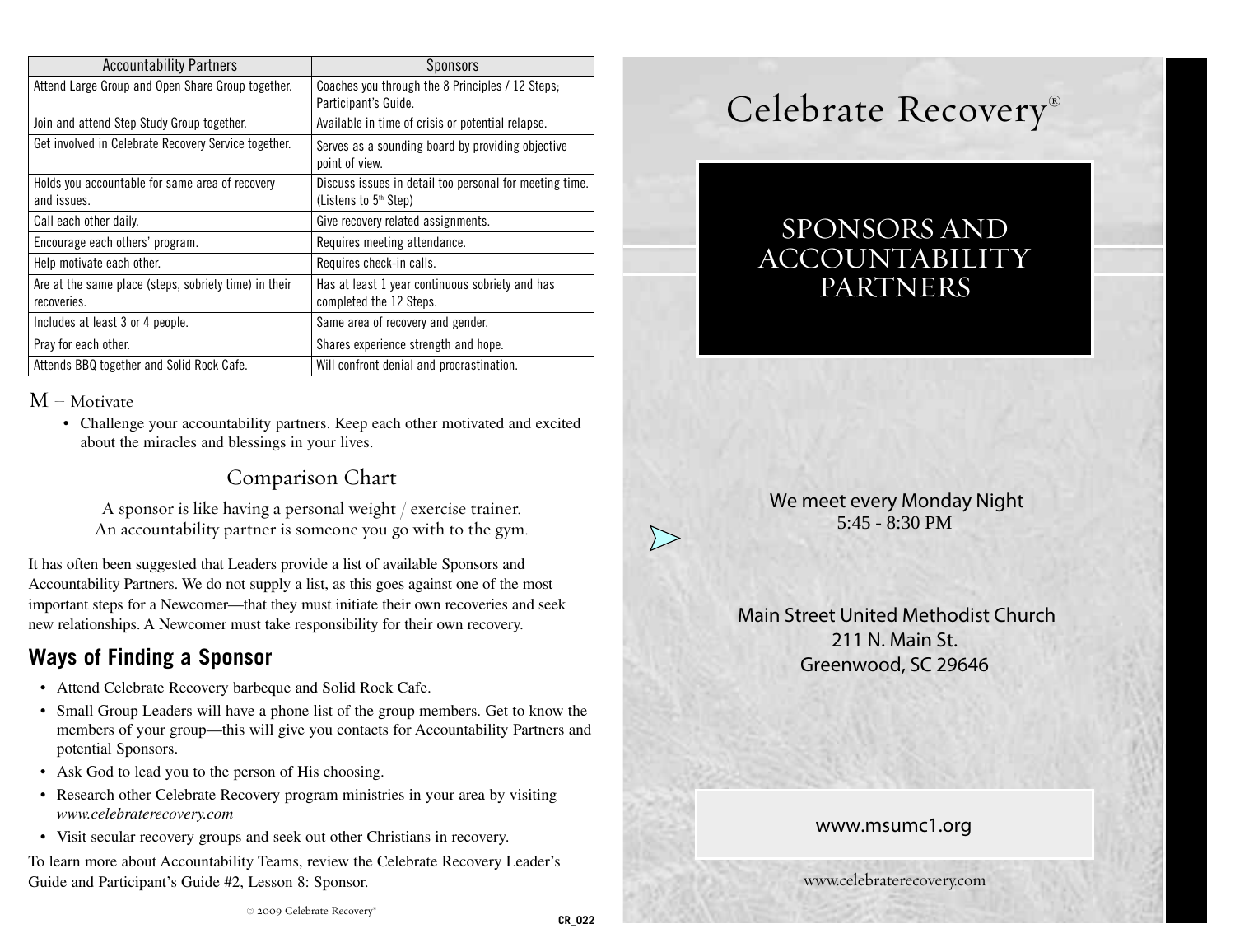| Accountability Partners | Sponsors |
|---|---|
| Attend Large Group and Open Share Group together. | Coaches you through the 8 Principles / 12 Steps; Participant's Guide. |
| Join and attend Step Study Group together. | Available in time of crisis or potential relapse. |
| Get involved in Celebrate Recovery Service together. | Serves as a sounding board by providing objective point of view. |
| Holds you accountable for same area of recovery and issues. | Discuss issues in detail too personal for meeting time. (Listens to 5th Step) |
| Call each other daily. | Give recovery related assignments. |
| Encourage each others' program. | Requires meeting attendance. |
| Help motivate each other. | Requires check-in calls. |
| Are at the same place (steps, sobriety time) in their recoveries. | Has at least 1 year continuous sobriety and has completed the 12 Steps. |
| Includes at least 3 or 4 people. | Same area of recovery and gender. |
| Pray for each other. | Shares experience strength and hope. |
| Attends BBQ together and Solid Rock Cafe. | Will confront denial and procrastination. |

M = Motivate

- Challenge your accountability partners. Keep each other motivated and excited about the miracles and blessings in your lives.

## Comparison Chart

A sponsor is like having a personal weight / exercise trainer.
An accountability partner is someone you go with to the gym.

It has often been suggested that Leaders provide a list of available Sponsors and Accountability Partners. We do not supply a list, as this goes against one of the most important steps for a Newcomer—that they must initiate their own recoveries and seek new relationships. A Newcomer must take responsibility for their own recovery.

## Ways of Finding a Sponsor

- Attend Celebrate Recovery barbeque and Solid Rock Cafe.
- Small Group Leaders will have a phone list of the group members. Get to know the members of your group—this will give you contacts for Accountability Partners and potential Sponsors.
- Ask God to lead you to the person of His choosing.
- Research other Celebrate Recovery program ministries in your area by visiting *www.celebraterecovery.com*
- Visit secular recovery groups and seek out other Christians in recovery.

To learn more about Accountability Teams, review the Celebrate Recovery Leader's Guide and Participant's Guide #2, Lesson 8: Sponsor.

© 2009 Celebrate Recovery®

CR_022

# Celebrate Recovery®

## SPONSORS AND ACCOUNTABILITY PARTNERS

We meet every Monday Night
5:45 - 8:30 PM

Main Street United Methodist Church
211 N. Main St.
Greenwood, SC 29646

www.msumc1.org

www.celebraterecovery.com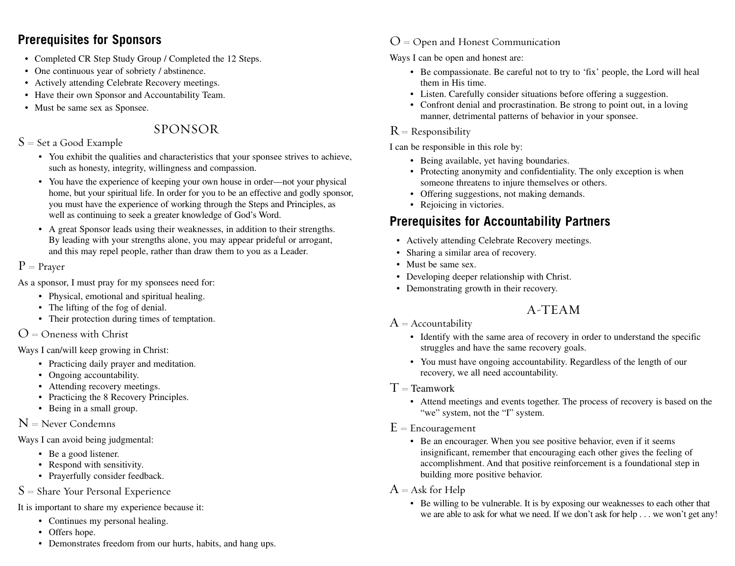## Prerequisites for Sponsors

- Completed CR Step Study Group / Completed the 12 Steps.
- One continuous year of sobriety / abstinence.
- Actively attending Celebrate Recovery meetings.
- Have their own Sponsor and Accountability Team.
- Must be same sex as Sponsee.

### SPONSOR

S = Set a Good Example

- You exhibit the qualities and characteristics that your sponsee strives to achieve, such as honesty, integrity, willingness and compassion.
- You have the experience of keeping your own house in order—not your physical home, but your spiritual life. In order for you to be an effective and godly sponsor, you must have the experience of working through the Steps and Principles, as well as continuing to seek a greater knowledge of God's Word.
- A great Sponsor leads using their weaknesses, in addition to their strengths. By leading with your strengths alone, you may appear prideful or arrogant, and this may repel people, rather than draw them to you as a Leader.

P = Prayer

As a sponsor, I must pray for my sponsees need for:

- Physical, emotional and spiritual healing.
- The lifting of the fog of denial.
- Their protection during times of temptation.

O = Oneness with Christ

Ways I can/will keep growing in Christ:

- Practicing daily prayer and meditation.
- Ongoing accountability.
- Attending recovery meetings.
- Practicing the 8 Recovery Principles.
- Being in a small group.

N = Never Condemns

Ways I can avoid being judgmental:

- Be a good listener.
- Respond with sensitivity.
- Prayerfully consider feedback.

S = Share Your Personal Experience

It is important to share my experience because it:

- Continues my personal healing.
- Offers hope.
- Demonstrates freedom from our hurts, habits, and hang ups.

O = Open and Honest Communication

Ways I can be open and honest are:

- Be compassionate. Be careful not to try to 'fix' people, the Lord will heal them in His time.
- Listen. Carefully consider situations before offering a suggestion.
- Confront denial and procrastination. Be strong to point out, in a loving manner, detrimental patterns of behavior in your sponsee.

R = Responsibility

I can be responsible in this role by:

- Being available, yet having boundaries.
- Protecting anonymity and confidentiality. The only exception is when someone threatens to injure themselves or others.
- Offering suggestions, not making demands.
- Rejoicing in victories.

## Prerequisites for Accountability Partners

- Actively attending Celebrate Recovery meetings.
- Sharing a similar area of recovery.
- Must be same sex.
- Developing deeper relationship with Christ.
- Demonstrating growth in their recovery.

### A-TEAM

A = Accountability

- Identify with the same area of recovery in order to understand the specific struggles and have the same recovery goals.
- You must have ongoing accountability. Regardless of the length of our recovery, we all need accountability.

T = Teamwork

- Attend meetings and events together. The process of recovery is based on the "we" system, not the "I" system.

E = Encouragement

- Be an encourager. When you see positive behavior, even if it seems insignificant, remember that encouraging each other gives the feeling of accomplishment. And that positive reinforcement is a foundational step in building more positive behavior.

A = Ask for Help

- Be willing to be vulnerable. It is by exposing our weaknesses to each other that we are able to ask for what we need. If we don't ask for help . . . we won't get any!